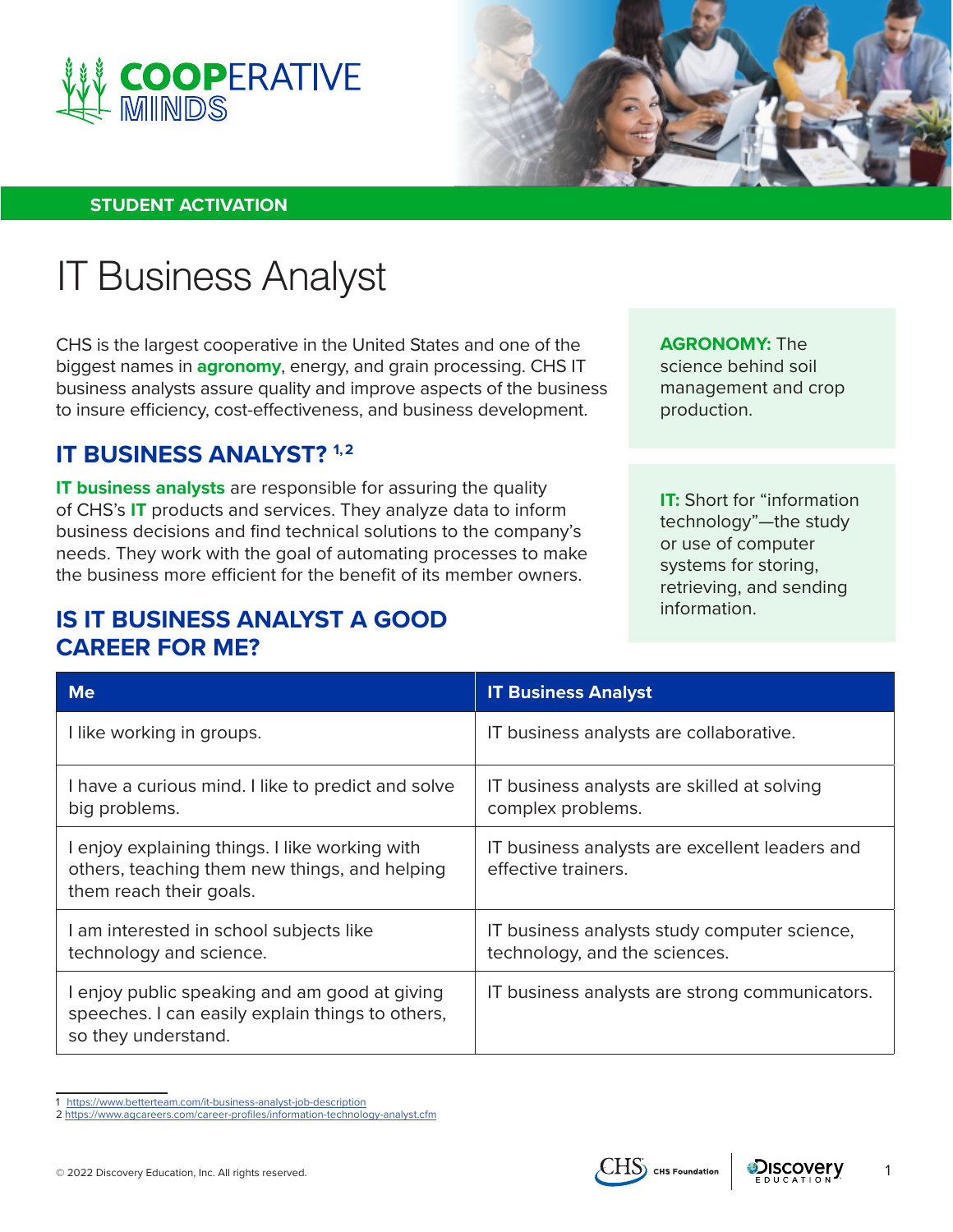COOPERATIVE MINDS

STUDENT ACTIVATION

# IT Business Analyst

CHS is the largest cooperative in the United States and one of the biggest names in **agronomy**, energy, and grain processing. CHS IT business analysts assure quality and improve aspects of the business to insure efficiency, cost-effectiveness, and business development.

**AGRONOMY:** The science behind soil management and crop production.

## IT BUSINESS ANALYST? [1,2]

**IT business analysts** are responsible for assuring the quality of CHS's **IT** products and services. They analyze data to inform business decisions and find technical solutions to the company's needs. They work with the goal of automating processes to make the business more efficient for the benefit of its member owners.

**IT:** Short for "information technology"—the study or use of computer systems for storing, retrieving, and sending information.

## IS IT BUSINESS ANALYST A GOOD CAREER FOR ME?

| Me | IT Business Analyst |
|---|---|
| I like working in groups. | IT business analysts are collaborative. |
| I have a curious mind. I like to predict and solve big problems. | IT business analysts are skilled at solving complex problems. |
| I enjoy explaining things. I like working with others, teaching them new things, and helping them reach their goals. | IT business analysts are excellent leaders and effective trainers. |
| I am interested in school subjects like technology and science. | IT business analysts study computer science, technology, and the sciences. |
| I enjoy public speaking and am good at giving speeches. I can easily explain things to others, so they understand. | IT business analysts are strong communicators. |

1 https://www.betterteam.com/it-business-analyst-job-description
2 https://www.agcareers.com/career-profiles/information-technology-analyst.cfm

© 2022 Discovery Education, Inc. All rights reserved.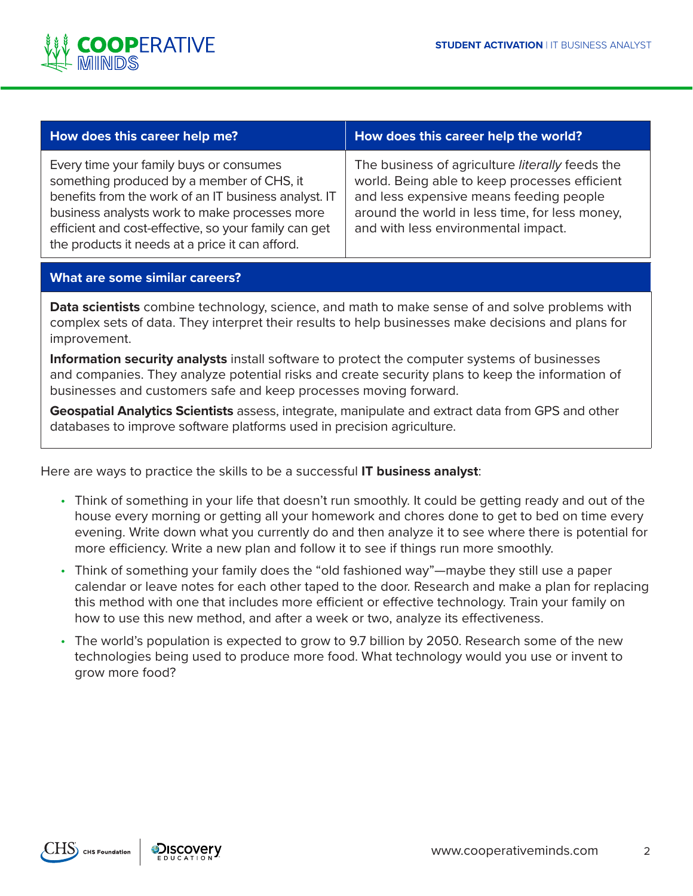| How does this career help me? | How does this career help the world? |
|---|---|
| Every time your family buys or consumes something produced by a member of CHS, it benefits from the work of an IT business analyst. IT business analysts work to make processes more efficient and cost-effective, so your family can get the products it needs at a price it can afford. | The business of agriculture *literally* feeds the world. Being able to keep processes efficient and less expensive means feeding people around the world in less time, for less money, and with less environmental impact. |

## What are some similar careers?

**Data scientists** combine technology, science, and math to make sense of and solve problems with complex sets of data. They interpret their results to help businesses make decisions and plans for improvement.

**Information security analysts** install software to protect the computer systems of businesses and companies. They analyze potential risks and create security plans to keep the information of businesses and customers safe and keep processes moving forward.

**Geospatial Analytics Scientists** assess, integrate, manipulate and extract data from GPS and other databases to improve software platforms used in precision agriculture.

Here are ways to practice the skills to be a successful **IT business analyst**:

- Think of something in your life that doesn't run smoothly. It could be getting ready and out of the house every morning or getting all your homework and chores done to get to bed on time every evening. Write down what you currently do and then analyze it to see where there is potential for more efficiency. Write a new plan and follow it to see if things run more smoothly.
- Think of something your family does the "old fashioned way"—maybe they still use a paper calendar or leave notes for each other taped to the door. Research and make a plan for replacing this method with one that includes more efficient or effective technology. Train your family on how to use this new method, and after a week or two, analyze its effectiveness.
- The world's population is expected to grow to 9.7 billion by 2050. Research some of the new technologies being used to produce more food. What technology would you use or invent to grow more food?